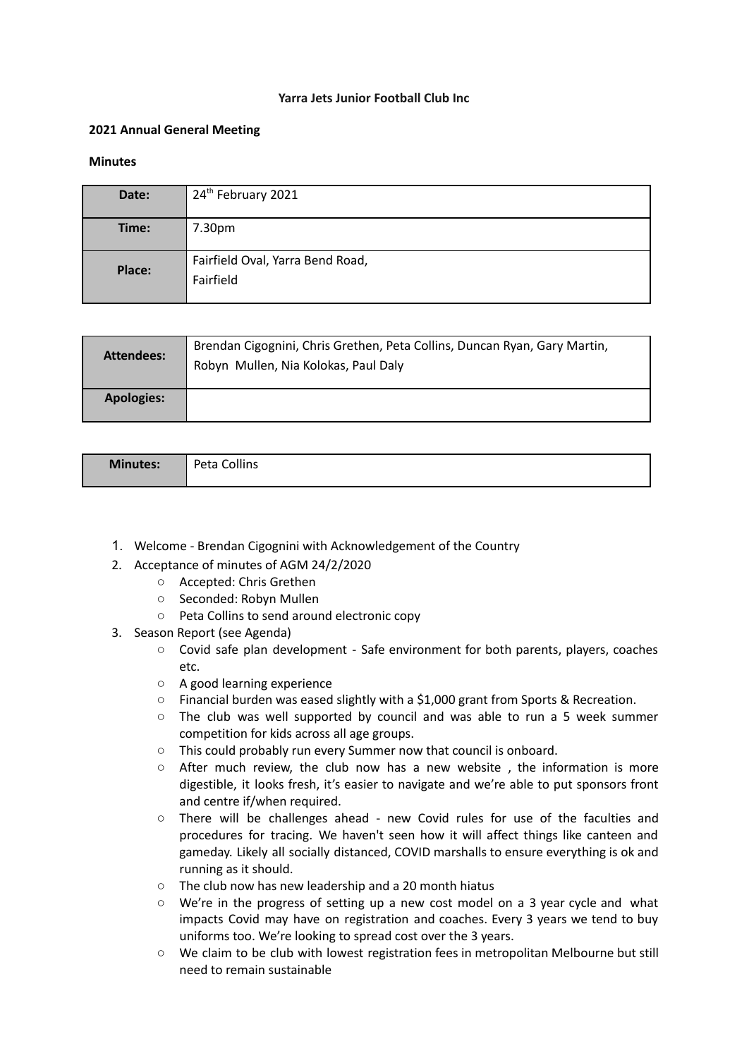**Yarra Jets Junior Football Club Inc**

**2021 Annual General Meeting**

**Minutes**

| | |
|---|---|
| **Date:** | 24th February 2021 |
| **Time:** | 7.30pm |
| **Place:** | Fairfield Oval, Yarra Bend Road, Fairfield |

| | |
|---|---|
| **Attendees:** | Brendan Cigognini, Chris Grethen, Peta Collins, Duncan Ryan, Gary Martin, Robyn Mullen, Nia Kolokas, Paul Daly |
| **Apologies:** | |

| | |
|---|---|
| **Minutes:** | Peta Collins |

1. Welcome - Brendan Cigognini with Acknowledgement of the Country
2. Acceptance of minutes of AGM 24/2/2020
   - Accepted: Chris Grethen
   - Seconded: Robyn Mullen
   - Peta Collins to send around electronic copy
3. Season Report (see Agenda)
   - Covid safe plan development - Safe environment for both parents, players, coaches etc.
   - A good learning experience
   - Financial burden was eased slightly with a $1,000 grant from Sports & Recreation.
   - The club was well supported by council and was able to run a 5 week summer competition for kids across all age groups.
   - This could probably run every Summer now that council is onboard.
   - After much review, the club now has a new website , the information is more digestible, it looks fresh, it's easier to navigate and we're able to put sponsors front and centre if/when required.
   - There will be challenges ahead - new Covid rules for use of the faculties and procedures for tracing. We haven't seen how it will affect things like canteen and gameday. Likely all socially distanced, COVID marshalls to ensure everything is ok and running as it should.
   - The club now has new leadership and a 20 month hiatus
   - We're in the progress of setting up a new cost model on a 3 year cycle and what impacts Covid may have on registration and coaches. Every 3 years we tend to buy uniforms too. We're looking to spread cost over the 3 years.
   - We claim to be club with lowest registration fees in metropolitan Melbourne but still need to remain sustainable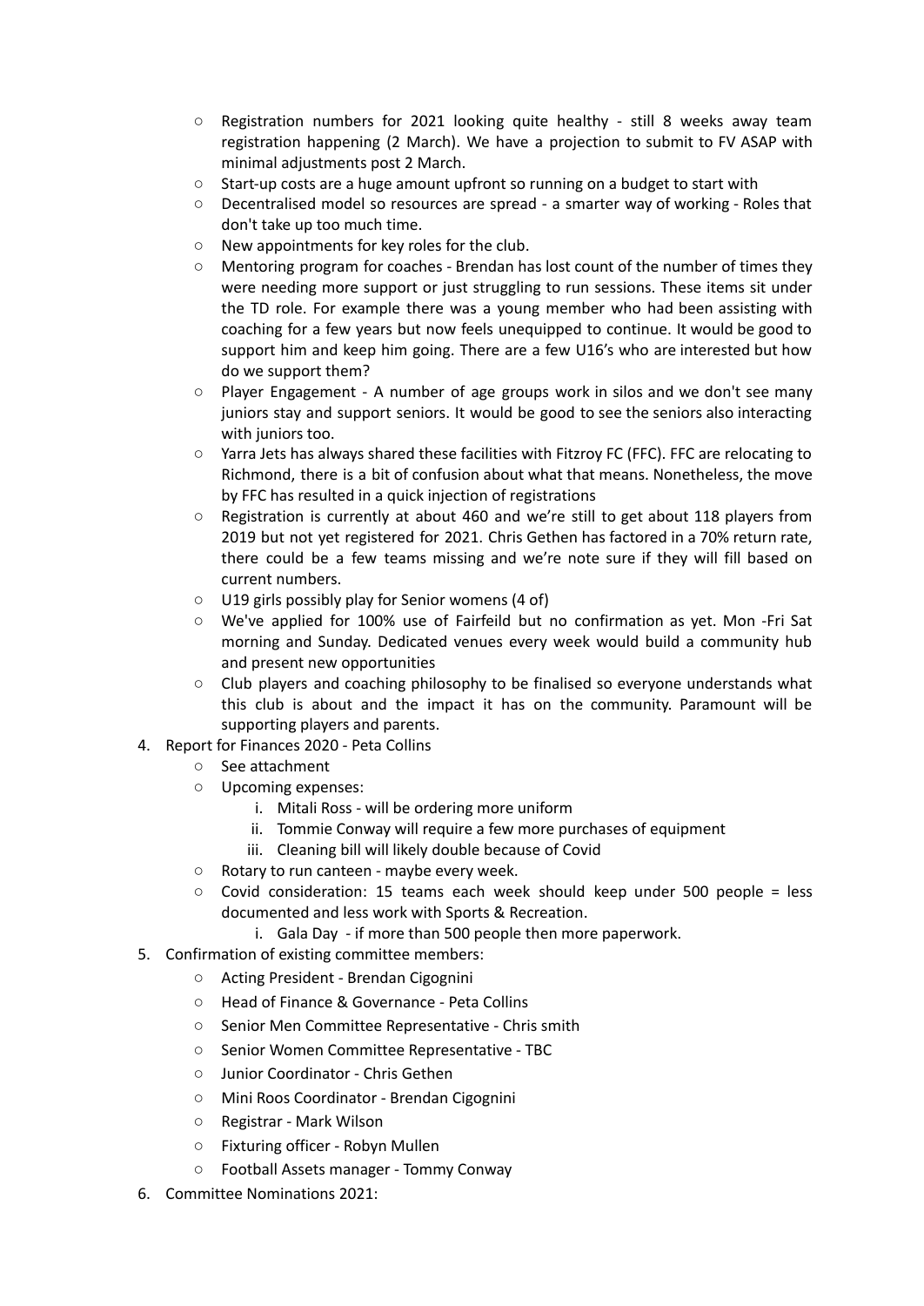- Registration numbers for 2021 looking quite healthy - still 8 weeks away team registration happening (2 March). We have a projection to submit to FV ASAP with minimal adjustments post 2 March.
- Start-up costs are a huge amount upfront so running on a budget to start with
- Decentralised model so resources are spread - a smarter way of working - Roles that don't take up too much time.
- New appointments for key roles for the club.
- Mentoring program for coaches - Brendan has lost count of the number of times they were needing more support or just struggling to run sessions. These items sit under the TD role. For example there was a young member who had been assisting with coaching for a few years but now feels unequipped to continue. It would be good to support him and keep him going. There are a few U16's who are interested but how do we support them?
- Player Engagement - A number of age groups work in silos and we don't see many juniors stay and support seniors. It would be good to see the seniors also interacting with juniors too.
- Yarra Jets has always shared these facilities with Fitzroy FC (FFC). FFC are relocating to Richmond, there is a bit of confusion about what that means. Nonetheless, the move by FFC has resulted in a quick injection of registrations
- Registration is currently at about 460 and we're still to get about 118 players from 2019 but not yet registered for 2021. Chris Gethen has factored in a 70% return rate, there could be a few teams missing and we're note sure if they will fill based on current numbers.
- U19 girls possibly play for Senior womens (4 of)
- We've applied for 100% use of Fairfeild but no confirmation as yet. Mon -Fri Sat morning and Sunday. Dedicated venues every week would build a community hub and present new opportunities
- Club players and coaching philosophy to be finalised so everyone understands what this club is about and the impact it has on the community. Paramount will be supporting players and parents.

4. Report for Finances 2020 - Peta Collins
   - See attachment
   - Upcoming expenses:
     i. Mitali Ross - will be ordering more uniform
     ii. Tommie Conway will require a few more purchases of equipment
     iii. Cleaning bill will likely double because of Covid
   - Rotary to run canteen - maybe every week.
   - Covid consideration: 15 teams each week should keep under 500 people = less documented and less work with Sports & Recreation.
     i. Gala Day - if more than 500 people then more paperwork.
5. Confirmation of existing committee members:
   - Acting President - Brendan Cigognini
   - Head of Finance & Governance - Peta Collins
   - Senior Men Committee Representative - Chris smith
   - Senior Women Committee Representative - TBC
   - Junior Coordinator - Chris Gethen
   - Mini Roos Coordinator - Brendan Cigognini
   - Registrar - Mark Wilson
   - Fixturing officer - Robyn Mullen
   - Football Assets manager - Tommy Conway
6. Committee Nominations 2021: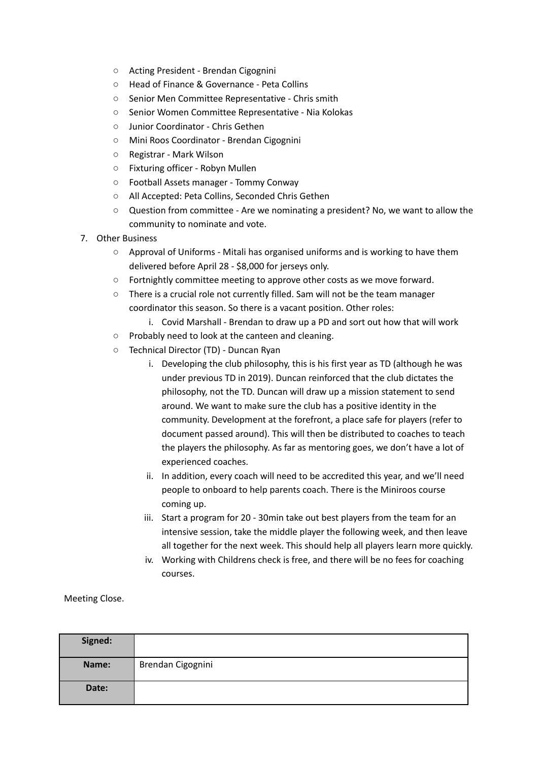- Acting President - Brendan Cigognini
- Head of Finance & Governance - Peta Collins
- Senior Men Committee Representative - Chris smith
- Senior Women Committee Representative - Nia Kolokas
- Junior Coordinator - Chris Gethen
- Mini Roos Coordinator - Brendan Cigognini
- Registrar - Mark Wilson
- Fixturing officer - Robyn Mullen
- Football Assets manager - Tommy Conway
- All Accepted: Peta Collins, Seconded Chris Gethen
- Question from committee - Are we nominating a president? No, we want to allow the community to nominate and vote.

7. Other Business
   - Approval of Uniforms - Mitali has organised uniforms and is working to have them delivered before April 28 - $8,000 for jerseys only.
   - Fortnightly committee meeting to approve other costs as we move forward.
   - There is a crucial role not currently filled. Sam will not be the team manager coordinator this season. So there is a vacant position. Other roles:
     i. Covid Marshall - Brendan to draw up a PD and sort out how that will work
   - Probably need to look at the canteen and cleaning.
   - Technical Director (TD) - Duncan Ryan
     i. Developing the club philosophy, this is his first year as TD (although he was under previous TD in 2019). Duncan reinforced that the club dictates the philosophy, not the TD. Duncan will draw up a mission statement to send around. We want to make sure the club has a positive identity in the community. Development at the forefront, a place safe for players (refer to document passed around). This will then be distributed to coaches to teach the players the philosophy. As far as mentoring goes, we don't have a lot of experienced coaches.
     ii. In addition, every coach will need to be accredited this year, and we'll need people to onboard to help parents coach. There is the Miniroos course coming up.
     iii. Start a program for 20 - 30min take out best players from the team for an intensive session, take the middle player the following week, and then leave all together for the next week. This should help all players learn more quickly.
     iv. Working with Childrens check is free, and there will be no fees for coaching courses.

Meeting Close.

| | |
|---|---|
| **Signed:** | |
| **Name:** | Brendan Cigognini |
| **Date:** | |